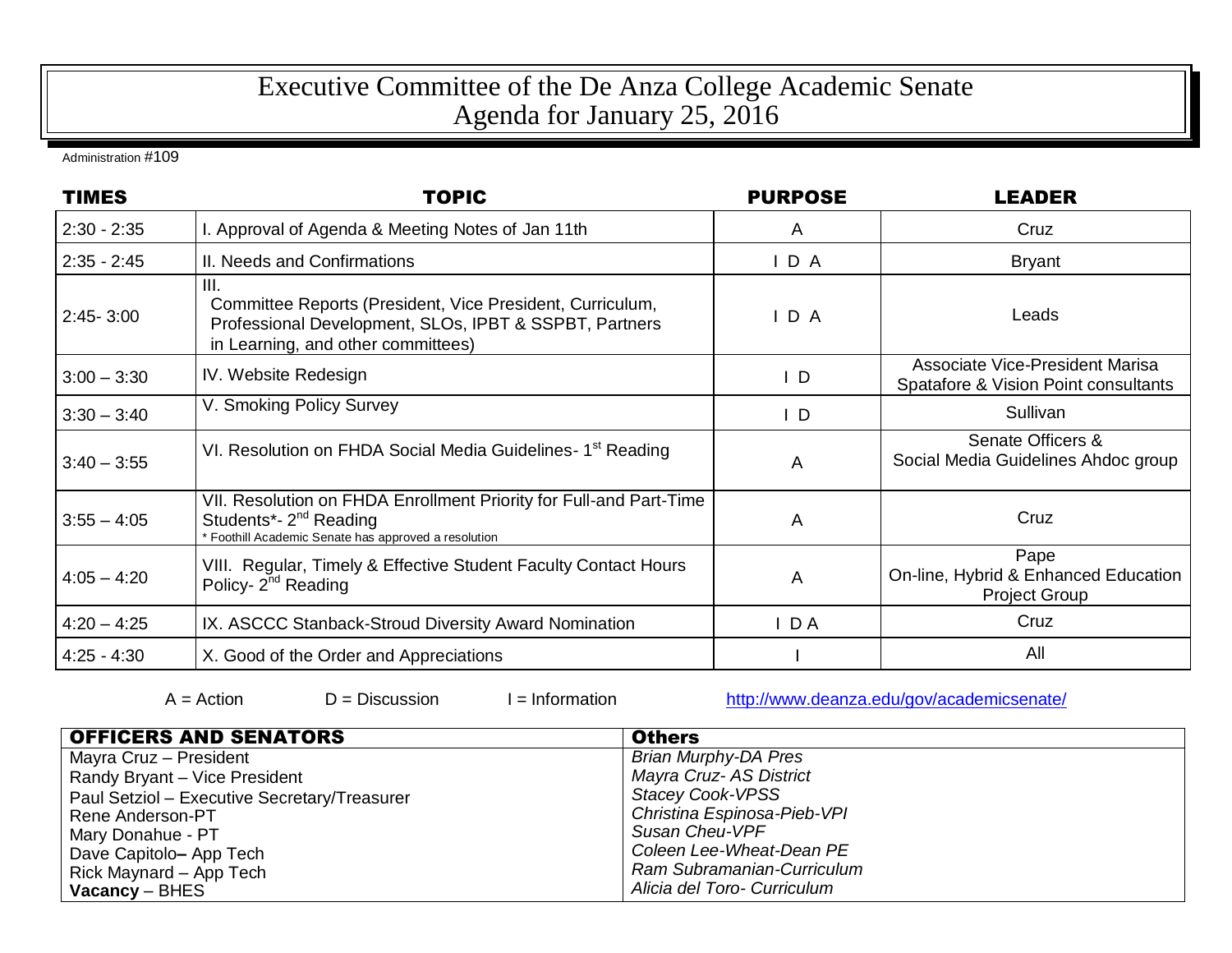# Executive Committee of the De Anza College Academic Senate
# Agenda for January 25, 2016

Administration #109

| TIMES | TOPIC | PURPOSE | LEADER |
| --- | --- | --- | --- |
| 2:30 - 2:35 | I. Approval of Agenda & Meeting Notes of Jan 11th | A | Cruz |
| 2:35 - 2:45 | II. Needs and Confirmations | I D A | Bryant |
| 2:45- 3:00 | III. Committee Reports (President, Vice President, Curriculum, Professional Development, SLOs, IPBT & SSPBT, Partners in Learning, and other committees) | I D A | Leads |
| 3:00 – 3:30 | IV. Website Redesign | I D | Associate Vice-President Marisa Spatafore & Vision Point consultants |
| 3:30 – 3:40 | V. Smoking Policy Survey | I D | Sullivan |
| 3:40 – 3:55 | VI. Resolution on FHDA Social Media Guidelines- 1st Reading | A | Senate Officers & Social Media Guidelines Ahdoc group |
| 3:55 – 4:05 | VII. Resolution on FHDA Enrollment Priority for Full-and Part-Time Students*- 2nd Reading<br>* Foothill Academic Senate has approved a resolution | A | Cruz |
| 4:05 – 4:20 | VIII. Regular, Timely & Effective Student Faculty Contact Hours Policy- 2nd Reading | A | Pape<br>On-line, Hybrid & Enhanced Education Project Group |
| 4:20 – 4:25 | IX. ASCCC Stanback-Stroud Diversity Award Nomination | I D A | Cruz |
| 4:25 - 4:30 | X. Good of the Order and Appreciations | I | All |

A = Action D = Discussion I = Information http://www.deanza.edu/gov/academicsenate/

| OFFICERS AND SENATORS | Others |
| --- | --- |
| Mayra Cruz – President | *Brian Murphy-DA Pres* |
| Randy Bryant – Vice President | *Mayra Cruz- AS District* |
| Paul Setziol – Executive Secretary/Treasurer | *Stacey Cook-VPSS* |
| Rene Anderson-PT | *Christina Espinosa-Pieb-VPI* |
| Mary Donahue - PT | *Susan Cheu-VPF* |
| Dave Capitolo– App Tech | *Coleen Lee-Wheat-Dean PE* |
| Rick Maynard – App Tech | *Ram Subramanian-Curriculum* |
| **Vacancy** – BHES | *Alicia del Toro- Curriculum* |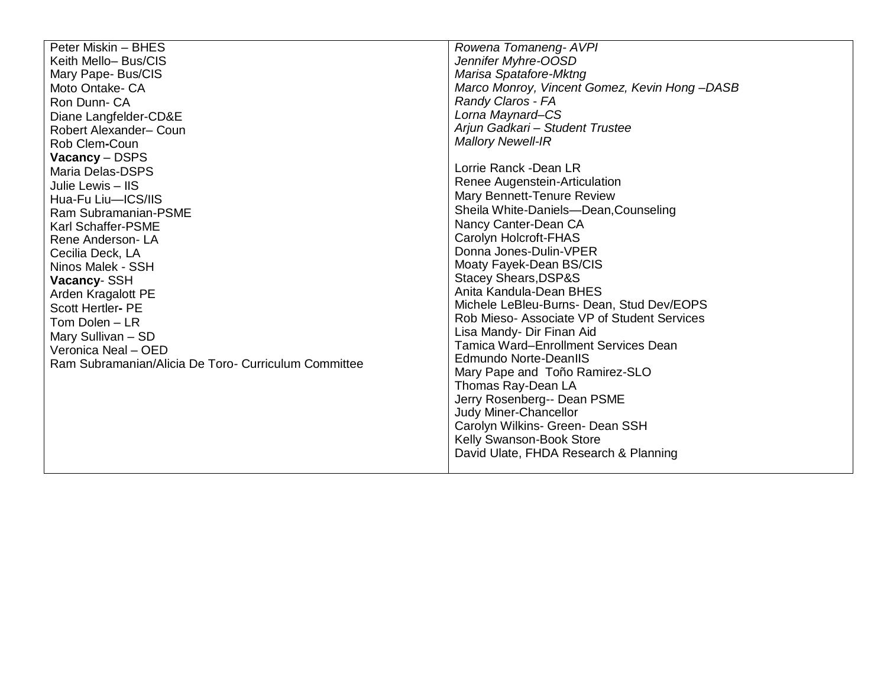| | |
|---|---|
| Peter Miskin – BHES<br>Keith Mello– Bus/CIS<br>Mary Pape- Bus/CIS<br>Moto Ontake- CA<br>Ron Dunn- CA<br>Diane Langfelder-CD&E<br>Robert Alexander– Coun<br>Rob Clem-Coun<br>**Vacancy** – DSPS<br>Maria Delas-DSPS<br>Julie Lewis – IIS<br>Hua-Fu Liu—ICS/IIS<br>Ram Subramanian-PSME<br>Karl Schaffer-PSME<br>Rene Anderson- LA<br>Cecilia Deck, LA<br>Ninos Malek - SSH<br>**Vacancy**- SSH<br>Arden Kragalott PE<br>Scott Hertler**-** PE<br>Tom Dolen – LR<br>Mary Sullivan – SD<br>Veronica Neal – OED<br>Ram Subramanian/Alicia De Toro- Curriculum Committee | *Rowena Tomaneng- AVPI*<br>*Jennifer Myhre-OOSD*<br>*Marisa Spatafore-Mktng*<br>*Marco Monroy, Vincent Gomez, Kevin Hong –DASB*<br>*Randy Claros - FA*<br>*Lorna Maynard–CS*<br>*Arjun Gadkari – Student Trustee*<br>*Mallory Newell-IR*<br><br>Lorrie Ranck -Dean LR<br>Renee Augenstein-Articulation<br>Mary Bennett-Tenure Review<br>Sheila White-Daniels—Dean,Counseling<br>Nancy Canter-Dean CA<br>Carolyn Holcroft-FHAS<br>Donna Jones-Dulin-VPER<br>Moaty Fayek-Dean BS/CIS<br>Stacey Shears,DSP&S<br>Anita Kandula-Dean BHES<br>Michele LeBleu-Burns- Dean, Stud Dev/EOPS<br>Rob Mieso- Associate VP of Student Services<br>Lisa Mandy- Dir Finan Aid<br>Tamica Ward–Enrollment Services Dean<br>Edmundo Norte-DeanIIS<br>Mary Pape and Toño Ramirez-SLO<br>Thomas Ray-Dean LA<br>Jerry Rosenberg-- Dean PSME<br>Judy Miner-Chancellor<br>Carolyn Wilkins- Green- Dean SSH<br>Kelly Swanson-Book Store<br>David Ulate, FHDA Research & Planning |